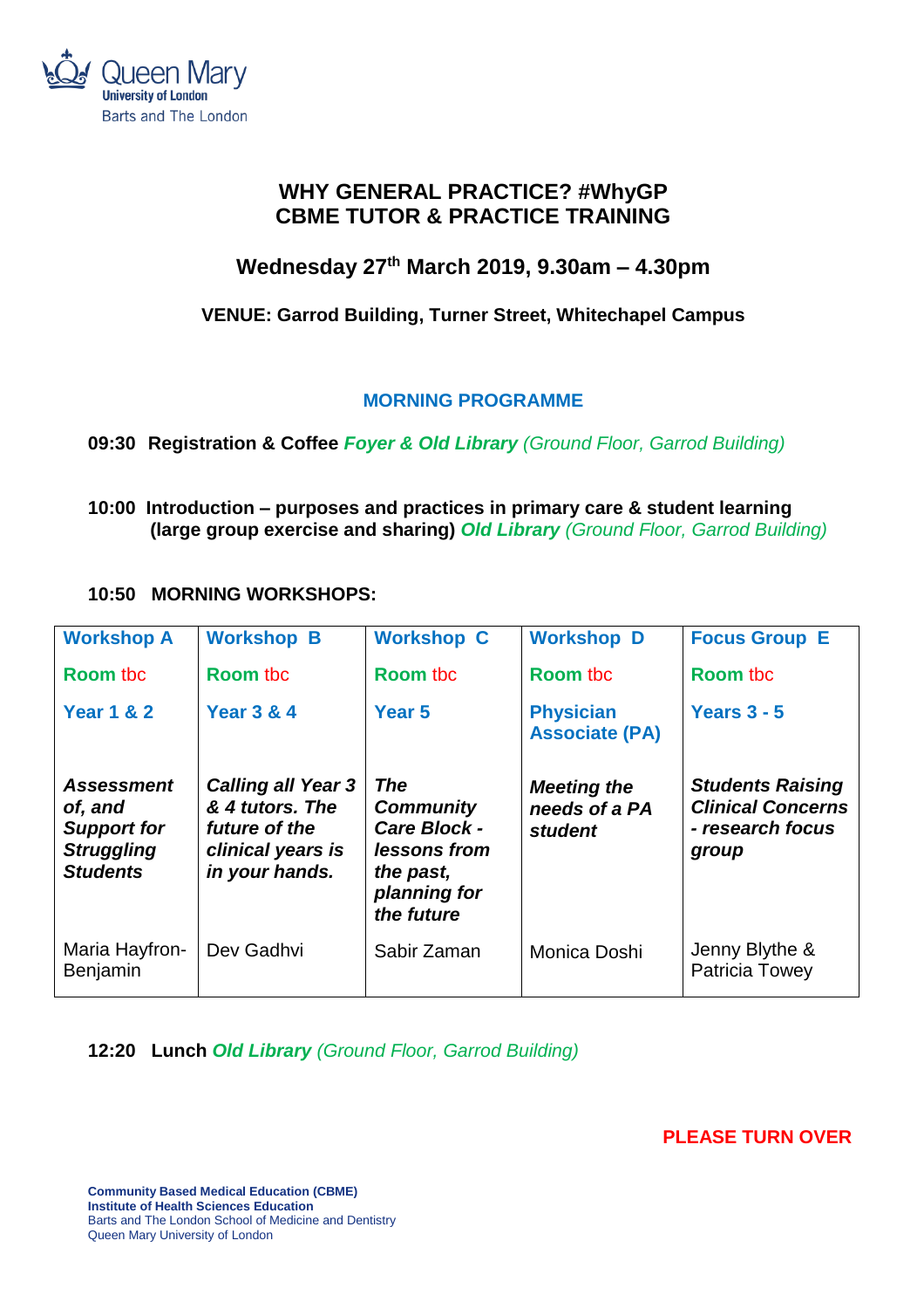Queen Mary University of London
Barts and The London

# WHY GENERAL PRACTICE? #WhyGP
# CBME TUTOR & PRACTICE TRAINING

## Wednesday 27th March 2019, 9.30am – 4.30pm

**VENUE: Garrod Building, Turner Street, Whitechapel Campus**

### MORNING PROGRAMME

**09:30 Registration & Coffee** ***Foyer & Old Library*** *(Ground Floor, Garrod Building)*

**10:00 Introduction – purposes and practices in primary care & student learning (large group exercise and sharing)** ***Old Library*** *(Ground Floor, Garrod Building)*

**10:50 MORNING WORKSHOPS:**

| **Workshop A** | **Workshop B** | **Workshop C** | **Workshop D** | **Focus Group E** |
|---|---|---|---|---|
| Room tbc | Room tbc | Room tbc | Room tbc | Room tbc |
| **Year 1 & 2** | **Year 3 & 4** | **Year 5** | **Physician Associate (PA)** | **Years 3 - 5** |
| ***Assessment of, and Support for Struggling Students*** | ***Calling all Year 3 & 4 tutors. The future of the clinical years is in your hands.*** | ***The Community Care Block - lessons from the past, planning for the future*** | ***Meeting the needs of a PA student*** | ***Students Raising Clinical Concerns - research focus group*** |
| Maria Hayfron-Benjamin | Dev Gadhvi | Sabir Zaman | Monica Doshi | Jenny Blythe & Patricia Towey |

**12:20 Lunch** ***Old Library*** *(Ground Floor, Garrod Building)*

**PLEASE TURN OVER**

**Community Based Medical Education (CBME)**
**Institute of Health Sciences Education**
Barts and The London School of Medicine and Dentistry
Queen Mary University of London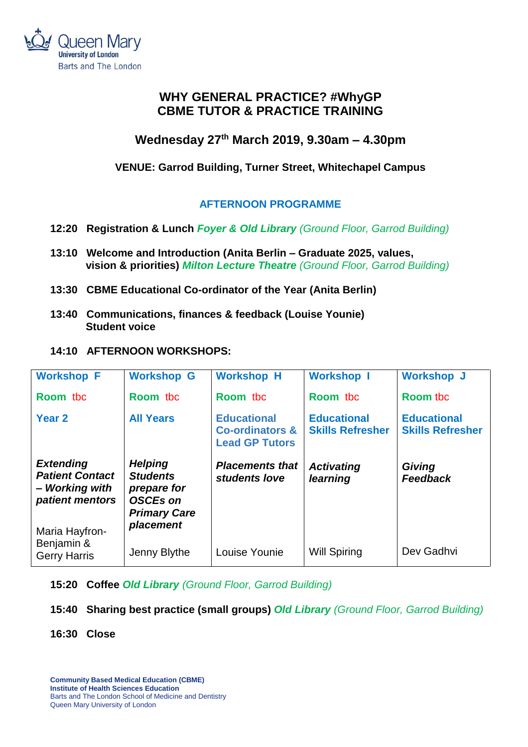Queen Mary University of London
Barts and The London

# WHY GENERAL PRACTICE? #WhyGP
# CBME TUTOR & PRACTICE TRAINING

## Wednesday 27th March 2019, 9.30am – 4.30pm

**VENUE: Garrod Building, Turner Street, Whitechapel Campus**

### AFTERNOON PROGRAMME

**12:20 Registration & Lunch** ***Foyer & Old Library*** *(Ground Floor, Garrod Building)*

**13:10 Welcome and Introduction (Anita Berlin – Graduate 2025, values, vision & priorities)** ***Milton Lecture Theatre*** *(Ground Floor, Garrod Building)*

**13:30 CBME Educational Co-ordinator of the Year (Anita Berlin)**

**13:40 Communications, finances & feedback (Louise Younie)**
**Student voice**

**14:10 AFTERNOON WORKSHOPS:**

| Workshop F | Workshop G | Workshop H | Workshop I | Workshop J |
|---|---|---|---|---|
| Room tbc | Room tbc | Room tbc | Room tbc | Room tbc |
| Year 2 | All Years | Educational Co-ordinators & Lead GP Tutors | Educational Skills Refresher | Educational Skills Refresher |
| ***Extending Patient Contact – Working with patient mentors*** | ***Helping Students prepare for OSCEs on Primary Care placement*** | ***Placements that students love*** | ***Activating learning*** | ***Giving Feedback*** |
| Maria Hayfron-Benjamin & Gerry Harris | Jenny Blythe | Louise Younie | Will Spiring | Dev Gadhvi |

**15:20 Coffee** ***Old Library*** *(Ground Floor, Garrod Building)*

**15:40 Sharing best practice (small groups)** ***Old Library*** *(Ground Floor, Garrod Building)*

**16:30 Close**

**Community Based Medical Education (CBME)**
**Institute of Health Sciences Education**
Barts and The London School of Medicine and Dentistry
Queen Mary University of London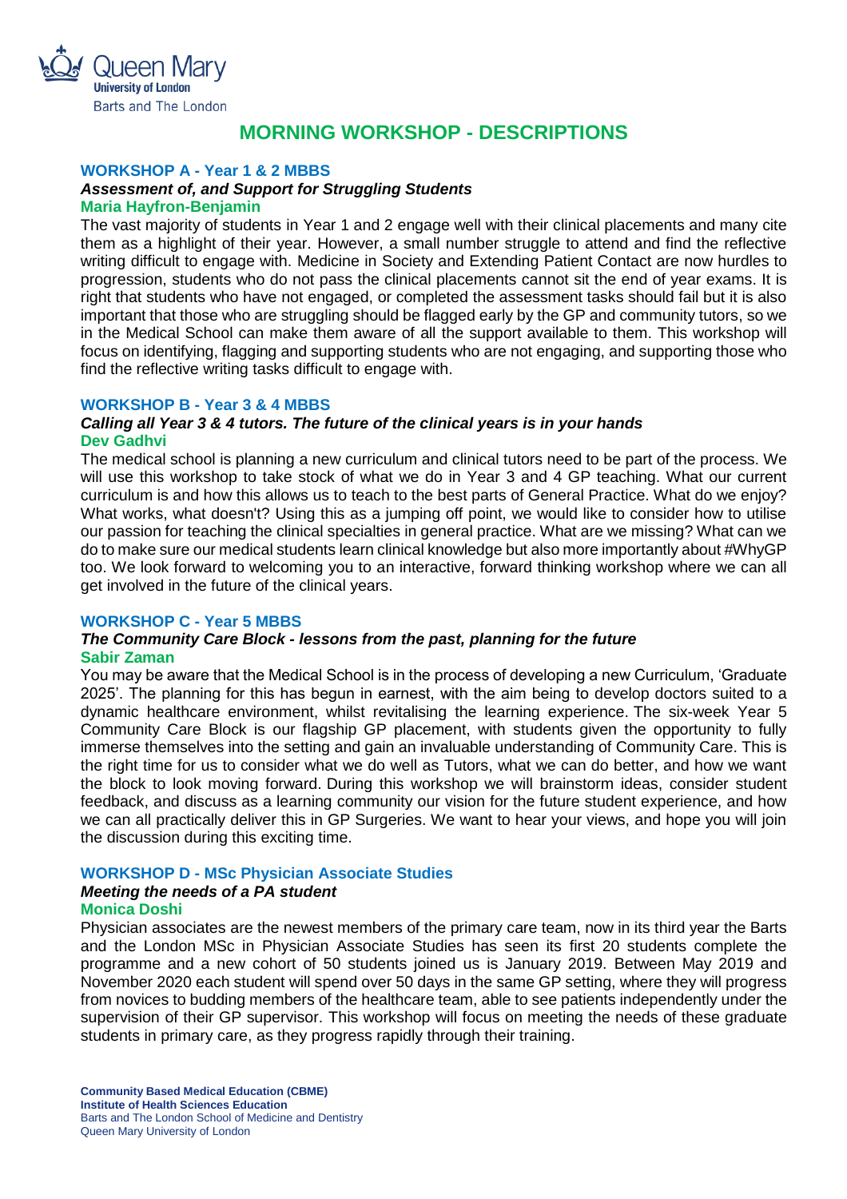# MORNING WORKSHOP - DESCRIPTIONS

## WORKSHOP A - Year 1 & 2 MBBS

### *Assessment of, and Support for Struggling Students*

**Maria Hayfron-Benjamin**

The vast majority of students in Year 1 and 2 engage well with their clinical placements and many cite them as a highlight of their year. However, a small number struggle to attend and find the reflective writing difficult to engage with. Medicine in Society and Extending Patient Contact are now hurdles to progression, students who do not pass the clinical placements cannot sit the end of year exams. It is right that students who have not engaged, or completed the assessment tasks should fail but it is also important that those who are struggling should be flagged early by the GP and community tutors, so we in the Medical School can make them aware of all the support available to them. This workshop will focus on identifying, flagging and supporting students who are not engaging, and supporting those who find the reflective writing tasks difficult to engage with.

## WORKSHOP B - Year 3 & 4 MBBS

### *Calling all Year 3 & 4 tutors. The future of the clinical years is in your hands*

**Dev Gadhvi**

The medical school is planning a new curriculum and clinical tutors need to be part of the process. We will use this workshop to take stock of what we do in Year 3 and 4 GP teaching. What our current curriculum is and how this allows us to teach to the best parts of General Practice. What do we enjoy? What works, what doesn't? Using this as a jumping off point, we would like to consider how to utilise our passion for teaching the clinical specialties in general practice. What are we missing? What can we do to make sure our medical students learn clinical knowledge but also more importantly about #WhyGP too. We look forward to welcoming you to an interactive, forward thinking workshop where we can all get involved in the future of the clinical years.

## WORKSHOP C - Year 5 MBBS

### *The Community Care Block - lessons from the past, planning for the future*

**Sabir Zaman**

You may be aware that the Medical School is in the process of developing a new Curriculum, 'Graduate 2025'. The planning for this has begun in earnest, with the aim being to develop doctors suited to a dynamic healthcare environment, whilst revitalising the learning experience. The six-week Year 5 Community Care Block is our flagship GP placement, with students given the opportunity to fully immerse themselves into the setting and gain an invaluable understanding of Community Care. This is the right time for us to consider what we do well as Tutors, what we can do better, and how we want the block to look moving forward. During this workshop we will brainstorm ideas, consider student feedback, and discuss as a learning community our vision for the future student experience, and how we can all practically deliver this in GP Surgeries. We want to hear your views, and hope you will join the discussion during this exciting time.

## WORKSHOP D - MSc Physician Associate Studies

### *Meeting the needs of a PA student*

**Monica Doshi**

Physician associates are the newest members of the primary care team, now in its third year the Barts and the London MSc in Physician Associate Studies has seen its first 20 students complete the programme and a new cohort of 50 students joined us is January 2019. Between May 2019 and November 2020 each student will spend over 50 days in the same GP setting, where they will progress from novices to budding members of the healthcare team, able to see patients independently under the supervision of their GP supervisor. This workshop will focus on meeting the needs of these graduate students in primary care, as they progress rapidly through their training.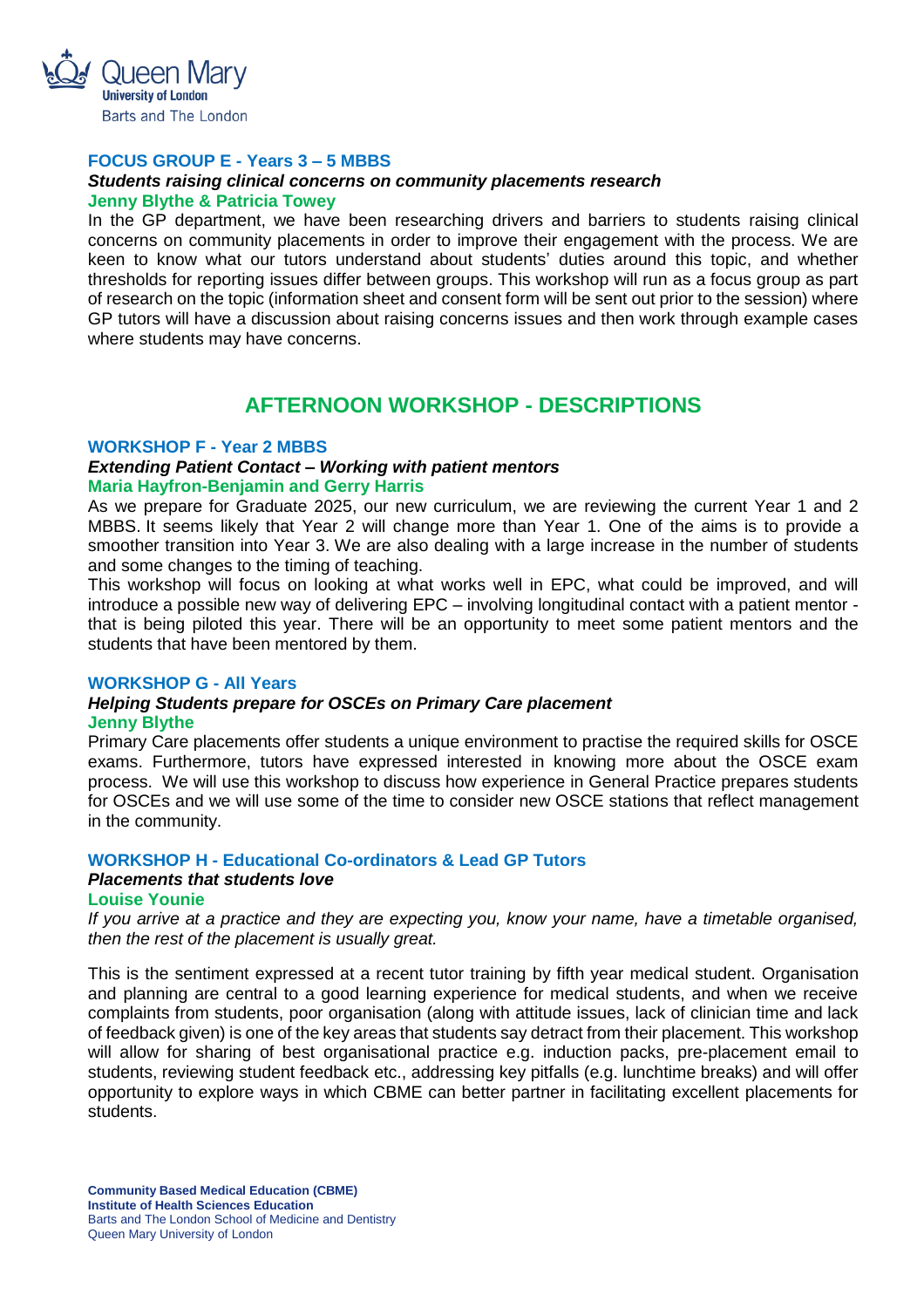### FOCUS GROUP E - Years 3 – 5 MBBS

***Students raising clinical concerns on community placements research***

**Jenny Blythe & Patricia Towey**

In the GP department, we have been researching drivers and barriers to students raising clinical concerns on community placements in order to improve their engagement with the process. We are keen to know what our tutors understand about students' duties around this topic, and whether thresholds for reporting issues differ between groups. This workshop will run as a focus group as part of research on the topic (information sheet and consent form will be sent out prior to the session) where GP tutors will have a discussion about raising concerns issues and then work through example cases where students may have concerns.

## AFTERNOON WORKSHOP - DESCRIPTIONS

### WORKSHOP F - Year 2 MBBS

***Extending Patient Contact – Working with patient mentors***

**Maria Hayfron-Benjamin and Gerry Harris**

As we prepare for Graduate 2025, our new curriculum, we are reviewing the current Year 1 and 2 MBBS. It seems likely that Year 2 will change more than Year 1. One of the aims is to provide a smoother transition into Year 3. We are also dealing with a large increase in the number of students and some changes to the timing of teaching.

This workshop will focus on looking at what works well in EPC, what could be improved, and will introduce a possible new way of delivering EPC – involving longitudinal contact with a patient mentor - that is being piloted this year. There will be an opportunity to meet some patient mentors and the students that have been mentored by them.

### WORKSHOP G - All Years

***Helping Students prepare for OSCEs on Primary Care placement***

**Jenny Blythe**

Primary Care placements offer students a unique environment to practise the required skills for OSCE exams. Furthermore, tutors have expressed interested in knowing more about the OSCE exam process. We will use this workshop to discuss how experience in General Practice prepares students for OSCEs and we will use some of the time to consider new OSCE stations that reflect management in the community.

### WORKSHOP H - Educational Co-ordinators & Lead GP Tutors

***Placements that students love***

**Louise Younie**

*If you arrive at a practice and they are expecting you, know your name, have a timetable organised, then the rest of the placement is usually great.*

This is the sentiment expressed at a recent tutor training by fifth year medical student. Organisation and planning are central to a good learning experience for medical students, and when we receive complaints from students, poor organisation (along with attitude issues, lack of clinician time and lack of feedback given) is one of the key areas that students say detract from their placement. This workshop will allow for sharing of best organisational practice e.g. induction packs, pre-placement email to students, reviewing student feedback etc., addressing key pitfalls (e.g. lunchtime breaks) and will offer opportunity to explore ways in which CBME can better partner in facilitating excellent placements for students.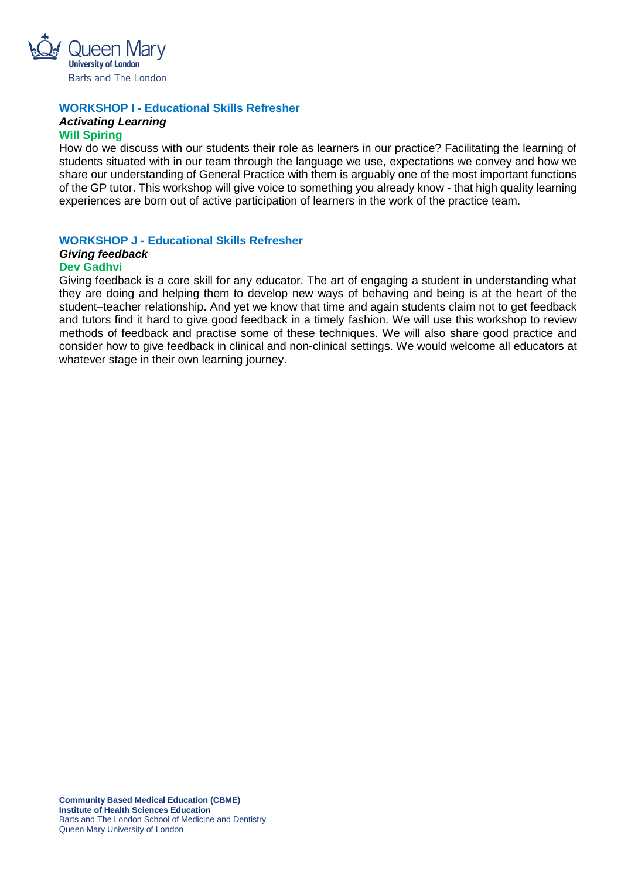### WORKSHOP I - Educational Skills Refresher

***Activating Learning***

**Will Spiring**

How do we discuss with our students their role as learners in our practice? Facilitating the learning of students situated with in our team through the language we use, expectations we convey and how we share our understanding of General Practice with them is arguably one of the most important functions of the GP tutor. This workshop will give voice to something you already know - that high quality learning experiences are born out of active participation of learners in the work of the practice team.

### WORKSHOP J - Educational Skills Refresher

***Giving feedback***

**Dev Gadhvi**

Giving feedback is a core skill for any educator. The art of engaging a student in understanding what they are doing and helping them to develop new ways of behaving and being is at the heart of the student–teacher relationship. And yet we know that time and again students claim not to get feedback and tutors find it hard to give good feedback in a timely fashion. We will use this workshop to review methods of feedback and practise some of these techniques. We will also share good practice and consider how to give feedback in clinical and non-clinical settings. We would welcome all educators at whatever stage in their own learning journey.